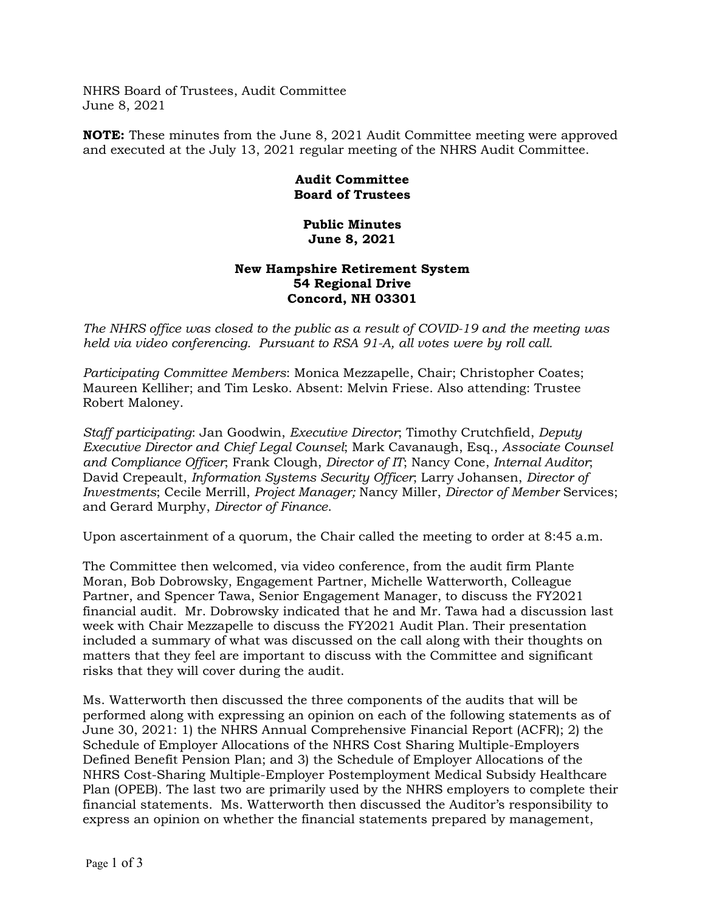NHRS Board of Trustees, Audit Committee
June 8, 2021

**NOTE:** These minutes from the June 8, 2021 Audit Committee meeting were approved and executed at the July 13, 2021 regular meeting of the NHRS Audit Committee.

**Audit Committee**
**Board of Trustees**

**Public Minutes**
**June 8, 2021**

**New Hampshire Retirement System**
**54 Regional Drive**
**Concord, NH 03301**

*The NHRS office was closed to the public as a result of COVID-19 and the meeting was held via video conferencing. Pursuant to RSA 91-A, all votes were by roll call.*

*Participating Committee Members*: Monica Mezzapelle, Chair; Christopher Coates; Maureen Kelliher; and Tim Lesko. Absent: Melvin Friese. Also attending: Trustee Robert Maloney.

*Staff participating*: Jan Goodwin, *Executive Director*; Timothy Crutchfield, *Deputy Executive Director and Chief Legal Counsel*; Mark Cavanaugh, Esq., *Associate Counsel and Compliance Officer*; Frank Clough, *Director of IT*; Nancy Cone, *Internal Auditor*; David Crepeault, *Information Systems Security Officer*; Larry Johansen, *Director of Investments*; Cecile Merrill, *Project Manager;* Nancy Miller, *Director of Member* Services; and Gerard Murphy, *Director of Finance*.

Upon ascertainment of a quorum, the Chair called the meeting to order at 8:45 a.m.

The Committee then welcomed, via video conference, from the audit firm Plante Moran, Bob Dobrowsky, Engagement Partner, Michelle Watterworth, Colleague Partner, and Spencer Tawa, Senior Engagement Manager, to discuss the FY2021 financial audit. Mr. Dobrowsky indicated that he and Mr. Tawa had a discussion last week with Chair Mezzapelle to discuss the FY2021 Audit Plan. Their presentation included a summary of what was discussed on the call along with their thoughts on matters that they feel are important to discuss with the Committee and significant risks that they will cover during the audit.

Ms. Watterworth then discussed the three components of the audits that will be performed along with expressing an opinion on each of the following statements as of June 30, 2021: 1) the NHRS Annual Comprehensive Financial Report (ACFR); 2) the Schedule of Employer Allocations of the NHRS Cost Sharing Multiple-Employers Defined Benefit Pension Plan; and 3) the Schedule of Employer Allocations of the NHRS Cost-Sharing Multiple-Employer Postemployment Medical Subsidy Healthcare Plan (OPEB). The last two are primarily used by the NHRS employers to complete their financial statements. Ms. Watterworth then discussed the Auditor's responsibility to express an opinion on whether the financial statements prepared by management,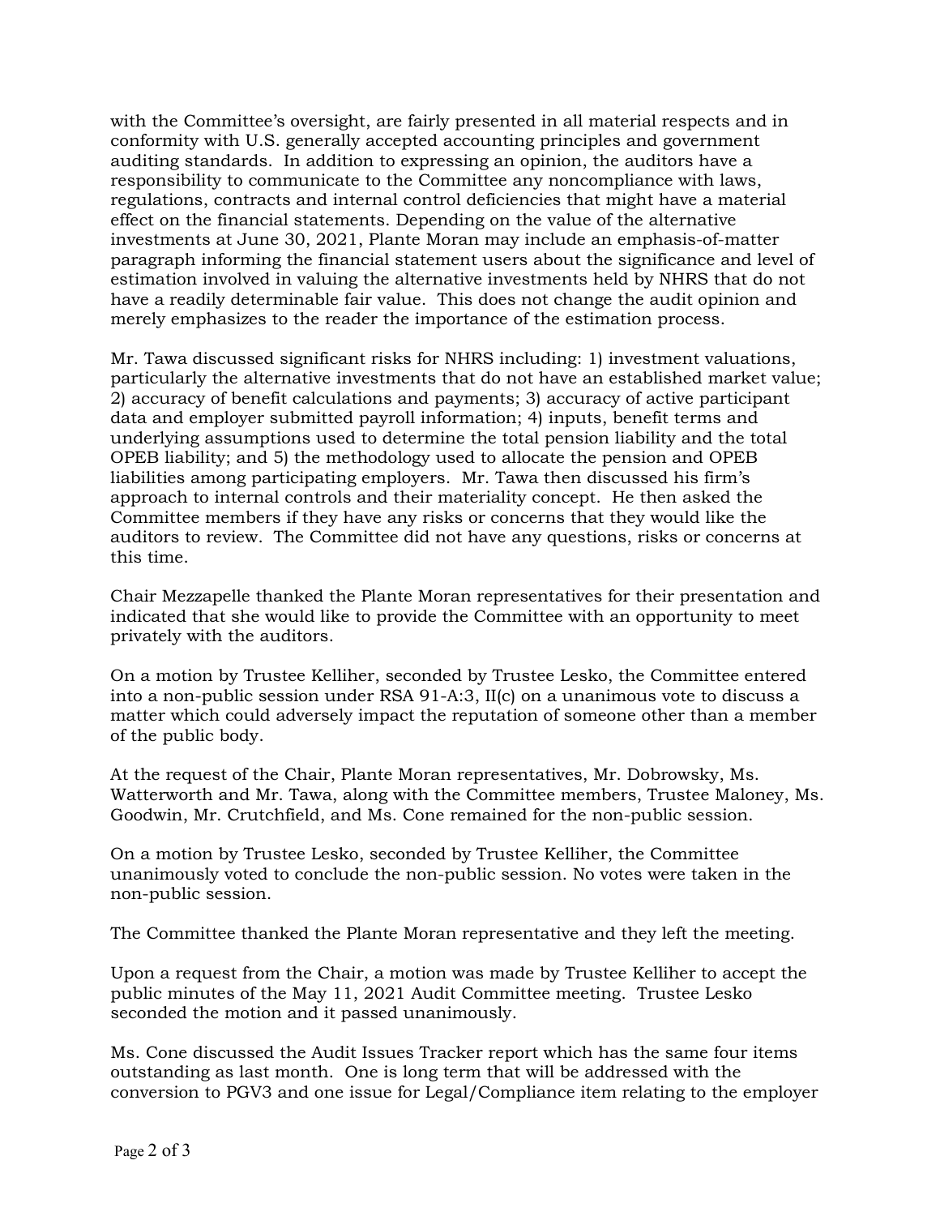with the Committee's oversight, are fairly presented in all material respects and in conformity with U.S. generally accepted accounting principles and government auditing standards. In addition to expressing an opinion, the auditors have a responsibility to communicate to the Committee any noncompliance with laws, regulations, contracts and internal control deficiencies that might have a material effect on the financial statements. Depending on the value of the alternative investments at June 30, 2021, Plante Moran may include an emphasis-of-matter paragraph informing the financial statement users about the significance and level of estimation involved in valuing the alternative investments held by NHRS that do not have a readily determinable fair value. This does not change the audit opinion and merely emphasizes to the reader the importance of the estimation process.

Mr. Tawa discussed significant risks for NHRS including: 1) investment valuations, particularly the alternative investments that do not have an established market value; 2) accuracy of benefit calculations and payments; 3) accuracy of active participant data and employer submitted payroll information; 4) inputs, benefit terms and underlying assumptions used to determine the total pension liability and the total OPEB liability; and 5) the methodology used to allocate the pension and OPEB liabilities among participating employers. Mr. Tawa then discussed his firm's approach to internal controls and their materiality concept. He then asked the Committee members if they have any risks or concerns that they would like the auditors to review. The Committee did not have any questions, risks or concerns at this time.

Chair Mezzapelle thanked the Plante Moran representatives for their presentation and indicated that she would like to provide the Committee with an opportunity to meet privately with the auditors.

On a motion by Trustee Kelliher, seconded by Trustee Lesko, the Committee entered into a non-public session under RSA 91-A:3, II(c) on a unanimous vote to discuss a matter which could adversely impact the reputation of someone other than a member of the public body.

At the request of the Chair, Plante Moran representatives, Mr. Dobrowsky, Ms. Watterworth and Mr. Tawa, along with the Committee members, Trustee Maloney, Ms. Goodwin, Mr. Crutchfield, and Ms. Cone remained for the non-public session.

On a motion by Trustee Lesko, seconded by Trustee Kelliher, the Committee unanimously voted to conclude the non-public session. No votes were taken in the non-public session.

The Committee thanked the Plante Moran representative and they left the meeting.

Upon a request from the Chair, a motion was made by Trustee Kelliher to accept the public minutes of the May 11, 2021 Audit Committee meeting. Trustee Lesko seconded the motion and it passed unanimously.

Ms. Cone discussed the Audit Issues Tracker report which has the same four items outstanding as last month. One is long term that will be addressed with the conversion to PGV3 and one issue for Legal/Compliance item relating to the employer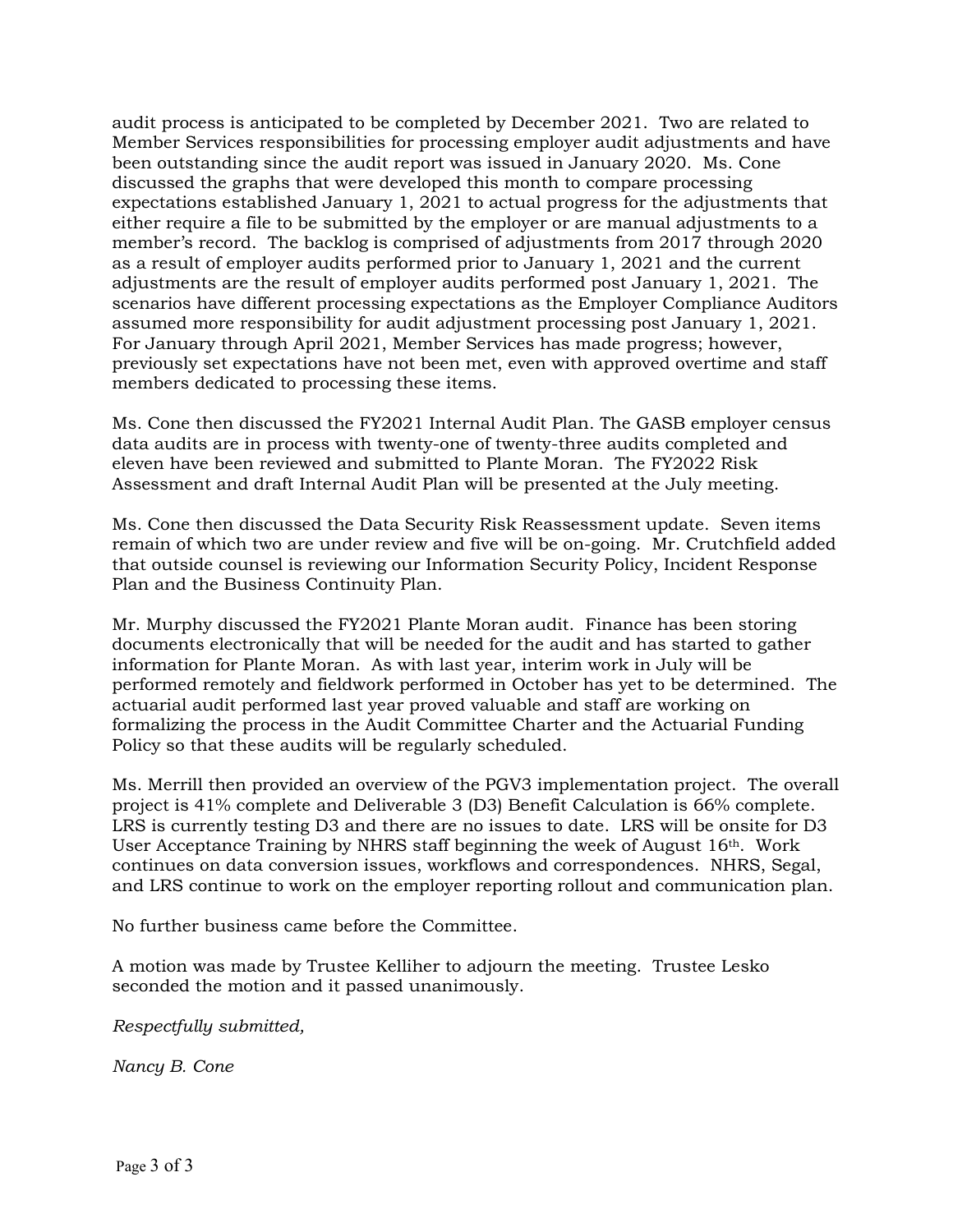audit process is anticipated to be completed by December 2021. Two are related to Member Services responsibilities for processing employer audit adjustments and have been outstanding since the audit report was issued in January 2020. Ms. Cone discussed the graphs that were developed this month to compare processing expectations established January 1, 2021 to actual progress for the adjustments that either require a file to be submitted by the employer or are manual adjustments to a member's record. The backlog is comprised of adjustments from 2017 through 2020 as a result of employer audits performed prior to January 1, 2021 and the current adjustments are the result of employer audits performed post January 1, 2021. The scenarios have different processing expectations as the Employer Compliance Auditors assumed more responsibility for audit adjustment processing post January 1, 2021. For January through April 2021, Member Services has made progress; however, previously set expectations have not been met, even with approved overtime and staff members dedicated to processing these items.

Ms. Cone then discussed the FY2021 Internal Audit Plan. The GASB employer census data audits are in process with twenty-one of twenty-three audits completed and eleven have been reviewed and submitted to Plante Moran. The FY2022 Risk Assessment and draft Internal Audit Plan will be presented at the July meeting.

Ms. Cone then discussed the Data Security Risk Reassessment update. Seven items remain of which two are under review and five will be on-going. Mr. Crutchfield added that outside counsel is reviewing our Information Security Policy, Incident Response Plan and the Business Continuity Plan.

Mr. Murphy discussed the FY2021 Plante Moran audit. Finance has been storing documents electronically that will be needed for the audit and has started to gather information for Plante Moran. As with last year, interim work in July will be performed remotely and fieldwork performed in October has yet to be determined. The actuarial audit performed last year proved valuable and staff are working on formalizing the process in the Audit Committee Charter and the Actuarial Funding Policy so that these audits will be regularly scheduled.

Ms. Merrill then provided an overview of the PGV3 implementation project. The overall project is 41% complete and Deliverable 3 (D3) Benefit Calculation is 66% complete. LRS is currently testing D3 and there are no issues to date. LRS will be onsite for D3 User Acceptance Training by NHRS staff beginning the week of August 16th. Work continues on data conversion issues, workflows and correspondences. NHRS, Segal, and LRS continue to work on the employer reporting rollout and communication plan.

No further business came before the Committee.

A motion was made by Trustee Kelliher to adjourn the meeting. Trustee Lesko seconded the motion and it passed unanimously.

*Respectfully submitted,*

*Nancy B. Cone*